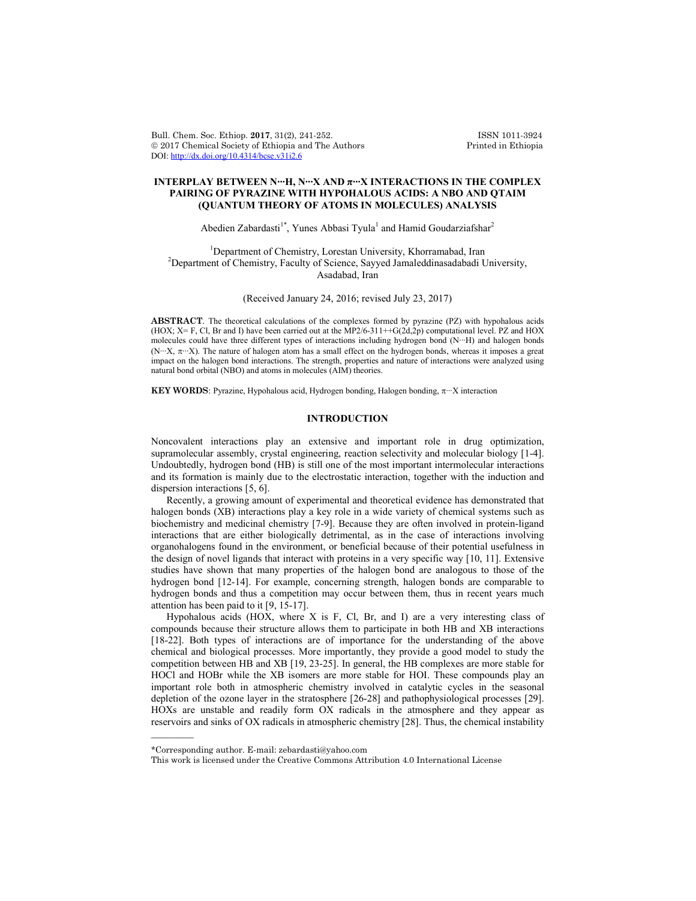# INTERPLAY BETWEEN N···H, N···X AND π···X INTERACTIONS IN THE COMPLEX PAIRING OF PYRAZINE WITH HYPOHALOUS ACIDS: A NBO AND QTAIM (QUANTUM THEORY OF ATOMS IN MOLECULES) ANALYSIS

Abedien Zabardasti[1*], Yunes Abbasi Tyula[1] and Hamid Goudarziafshar[2]

[1]Department of Chemistry, Lorestan University, Khorramabad, Iran
[2]Department of Chemistry, Faculty of Science, Sayyed Jamaleddinasadabadi University, Asadabad, Iran

(Received January 24, 2016; revised July 23, 2017)

**ABSTRACT**. The theoretical calculations of the complexes formed by pyrazine (PZ) with hypohalous acids (HOX; X= F, Cl, Br and I) have been carried out at the MP2/6-311++G(2d,2p) computational level. PZ and HOX molecules could have three different types of interactions including hydrogen bond (N···H) and halogen bonds (N···X, π···X). The nature of halogen atom has a small effect on the hydrogen bonds, whereas it imposes a great impact on the halogen bond interactions. The strength, properties and nature of interactions were analyzed using natural bond orbital (NBO) and atoms in molecules (AIM) theories.

**KEY WORDS**: Pyrazine, Hypohalous acid, Hydrogen bonding, Halogen bonding, π···X interaction

## INTRODUCTION

Noncovalent interactions play an extensive and important role in drug optimization, supramolecular assembly, crystal engineering, reaction selectivity and molecular biology [1-4]. Undoubtedly, hydrogen bond (HB) is still one of the most important intermolecular interactions and its formation is mainly due to the electrostatic interaction, together with the induction and dispersion interactions [5, 6].

Recently, a growing amount of experimental and theoretical evidence has demonstrated that halogen bonds (XB) interactions play a key role in a wide variety of chemical systems such as biochemistry and medicinal chemistry [7-9]. Because they are often involved in protein-ligand interactions that are either biologically detrimental, as in the case of interactions involving organohalogens found in the environment, or beneficial because of their potential usefulness in the design of novel ligands that interact with proteins in a very specific way [10, 11]. Extensive studies have shown that many properties of the halogen bond are analogous to those of the hydrogen bond [12-14]. For example, concerning strength, halogen bonds are comparable to hydrogen bonds and thus a competition may occur between them, thus in recent years much attention has been paid to it [9, 15-17].

Hypohalous acids (HOX, where X is F, Cl, Br, and I) are a very interesting class of compounds because their structure allows them to participate in both HB and XB interactions [18-22]. Both types of interactions are of importance for the understanding of the above chemical and biological processes. More importantly, they provide a good model to study the competition between HB and XB [19, 23-25]. In general, the HB complexes are more stable for HOCl and HOBr while the XB isomers are more stable for HOI. These compounds play an important role both in atmospheric chemistry involved in catalytic cycles in the seasonal depletion of the ozone layer in the stratosphere [26-28] and pathophysiological processes [29]. HOXs are unstable and readily form OX radicals in the atmosphere and they appear as reservoirs and sinks of OX radicals in atmospheric chemistry [28]. Thus, the chemical instability

*Corresponding author. E-mail: zebardasti@yahoo.com
This work is licensed under the Creative Commons Attribution 4.0 International License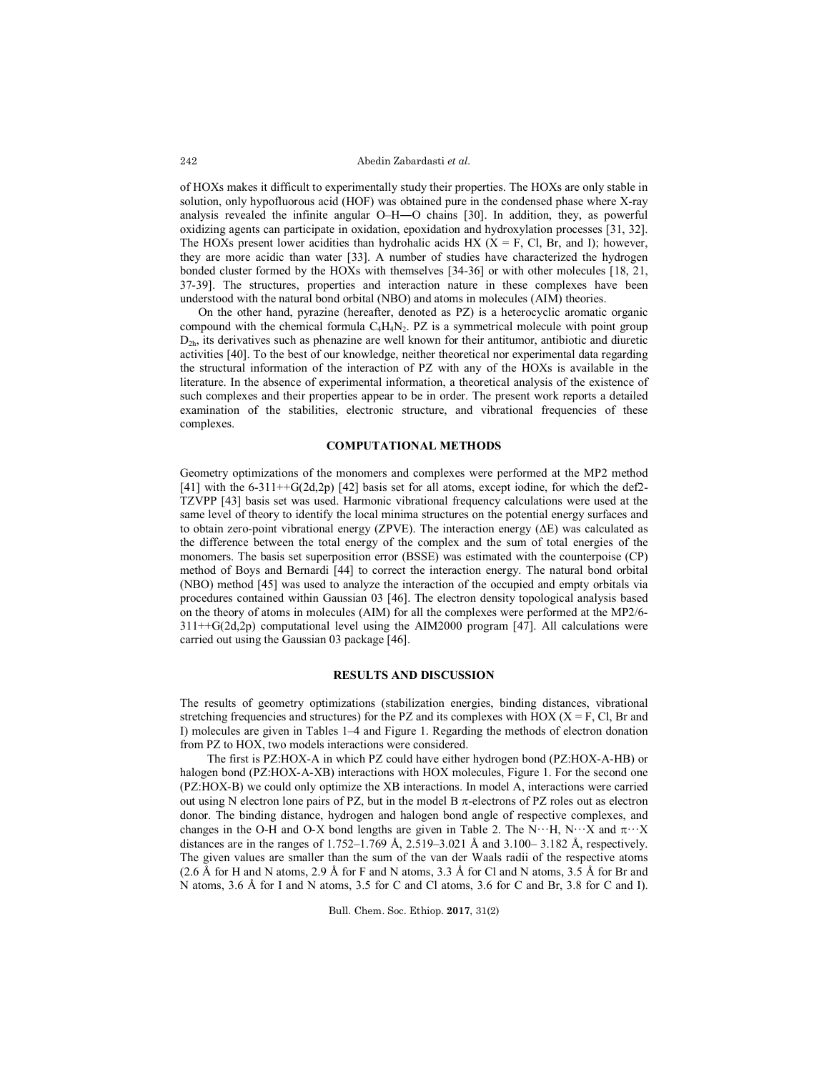of HOXs makes it difficult to experimentally study their properties. The HOXs are only stable in solution, only hypofluorous acid (HOF) was obtained pure in the condensed phase where X-ray analysis revealed the infinite angular O–H—O chains [30]. In addition, they, as powerful oxidizing agents can participate in oxidation, epoxidation and hydroxylation processes [31, 32]. The HOXs present lower acidities than hydrohalic acids HX (X = F, Cl, Br, and I); however, they are more acidic than water [33]. A number of studies have characterized the hydrogen bonded cluster formed by the HOXs with themselves [34-36] or with other molecules [18, 21, 37-39]. The structures, properties and interaction nature in these complexes have been understood with the natural bond orbital (NBO) and atoms in molecules (AIM) theories.

On the other hand, pyrazine (hereafter, denoted as PZ) is a heterocyclic aromatic organic compound with the chemical formula $C_4H_4N_2$. PZ is a symmetrical molecule with point group $D_{2h}$, its derivatives such as phenazine are well known for their antitumor, antibiotic and diuretic activities [40]. To the best of our knowledge, neither theoretical nor experimental data regarding the structural information of the interaction of PZ with any of the HOXs is available in the literature. In the absence of experimental information, a theoretical analysis of the existence of such complexes and their properties appear to be in order. The present work reports a detailed examination of the stabilities, electronic structure, and vibrational frequencies of these complexes.

## COMPUTATIONAL METHODS

Geometry optimizations of the monomers and complexes were performed at the MP2 method [41] with the 6-311++G(2d,2p) [42] basis set for all atoms, except iodine, for which the def2-TZVPP [43] basis set was used. Harmonic vibrational frequency calculations were used at the same level of theory to identify the local minima structures on the potential energy surfaces and to obtain zero-point vibrational energy (ZPVE). The interaction energy ($\Delta E$) was calculated as the difference between the total energy of the complex and the sum of total energies of the monomers. The basis set superposition error (BSSE) was estimated with the counterpoise (CP) method of Boys and Bernardi [44] to correct the interaction energy. The natural bond orbital (NBO) method [45] was used to analyze the interaction of the occupied and empty orbitals via procedures contained within Gaussian 03 [46]. The electron density topological analysis based on the theory of atoms in molecules (AIM) for all the complexes were performed at the MP2/6-311++G(2d,2p) computational level using the AIM2000 program [47]. All calculations were carried out using the Gaussian 03 package [46].

## RESULTS AND DISCUSSION

The results of geometry optimizations (stabilization energies, binding distances, vibrational stretching frequencies and structures) for the PZ and its complexes with HOX (X = F, Cl, Br and I) molecules are given in Tables 1–4 and Figure 1. Regarding the methods of electron donation from PZ to HOX, two models interactions were considered.

The first is PZ:HOX-A in which PZ could have either hydrogen bond (PZ:HOX-A-HB) or halogen bond (PZ:HOX-A-XB) interactions with HOX molecules, Figure 1. For the second one (PZ:HOX-B) we could only optimize the XB interactions. In model A, interactions were carried out using N electron lone pairs of PZ, but in the model B $\pi$-electrons of PZ roles out as electron donor. The binding distance, hydrogen and halogen bond angle of respective complexes, and changes in the O-H and O-X bond lengths are given in Table 2. The N···H, N···X and $\pi$···X distances are in the ranges of 1.752–1.769 Å, 2.519–3.021 Å and 3.100– 3.182 Å, respectively. The given values are smaller than the sum of the van der Waals radii of the respective atoms (2.6 Å for H and N atoms, 2.9 Å for F and N atoms, 3.3 Å for Cl and N atoms, 3.5 Å for Br and N atoms, 3.6 Å for I and N atoms, 3.5 for C and Cl atoms, 3.6 for C and Br, 3.8 for C and I).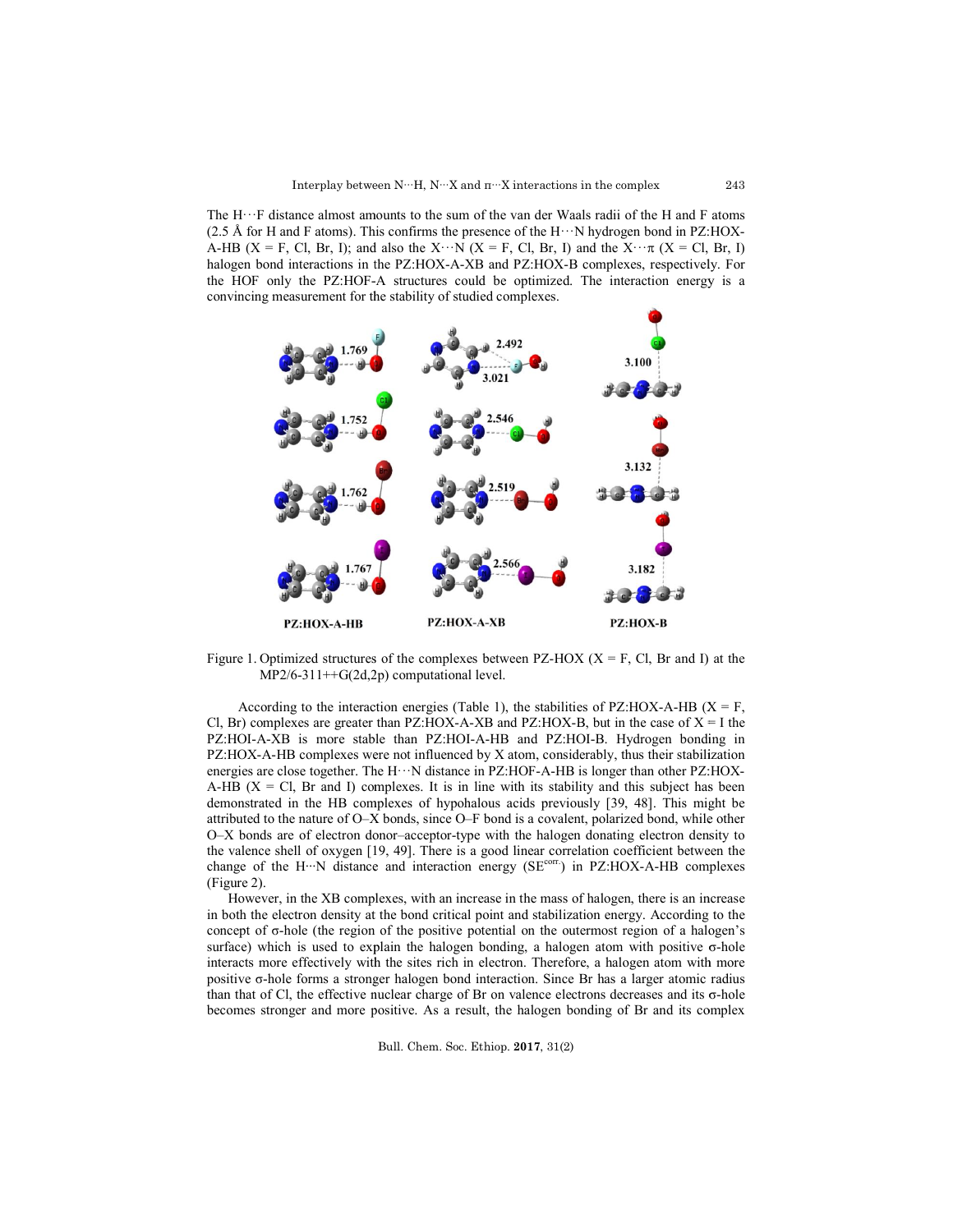The H···F distance almost amounts to the sum of the van der Waals radii of the H and F atoms (2.5 Å for H and F atoms). This confirms the presence of the H···N hydrogen bond in PZ:HOX-A-HB (X = F, Cl, Br, I); and also the X···N (X = F, Cl, Br, I) and the X···π (X = Cl, Br, I) halogen bond interactions in the PZ:HOX-A-XB and PZ:HOX-B complexes, respectively. For the HOF only the PZ:HOF-A structures could be optimized. The interaction energy is a convincing measurement for the stability of studied complexes.

Figure 1. Optimized structures of the complexes between PZ-HOX (X = F, Cl, Br and I) at the MP2/6-311++G(2d,2p) computational level.

According to the interaction energies (Table 1), the stabilities of PZ:HOX-A-HB (X = F, Cl, Br) complexes are greater than PZ:HOX-A-XB and PZ:HOX-B, but in the case of X = I the PZ:HOI-A-XB is more stable than PZ:HOI-A-HB and PZ:HOI-B. Hydrogen bonding in PZ:HOX-A-HB complexes were not influenced by X atom, considerably, thus their stabilization energies are close together. The H···N distance in PZ:HOF-A-HB is longer than other PZ:HOX-A-HB (X = Cl, Br and I) complexes. It is in line with its stability and this subject has been demonstrated in the HB complexes of hypohalous acids previously [39, 48]. This might be attributed to the nature of O–X bonds, since O–F bond is a covalent, polarized bond, while other O–X bonds are of electron donor–acceptor-type with the halogen donating electron density to the valence shell of oxygen [19, 49]. There is a good linear correlation coefficient between the change of the H···N distance and interaction energy ($SE^{corr.}$) in PZ:HOX-A-HB complexes (Figure 2).

However, in the XB complexes, with an increase in the mass of halogen, there is an increase in both the electron density at the bond critical point and stabilization energy. According to the concept of σ-hole (the region of the positive potential on the outermost region of a halogen's surface) which is used to explain the halogen bonding, a halogen atom with positive σ-hole interacts more effectively with the sites rich in electron. Therefore, a halogen atom with more positive σ-hole forms a stronger halogen bond interaction. Since Br has a larger atomic radius than that of Cl, the effective nuclear charge of Br on valence electrons decreases and its σ-hole becomes stronger and more positive. As a result, the halogen bonding of Br and its complex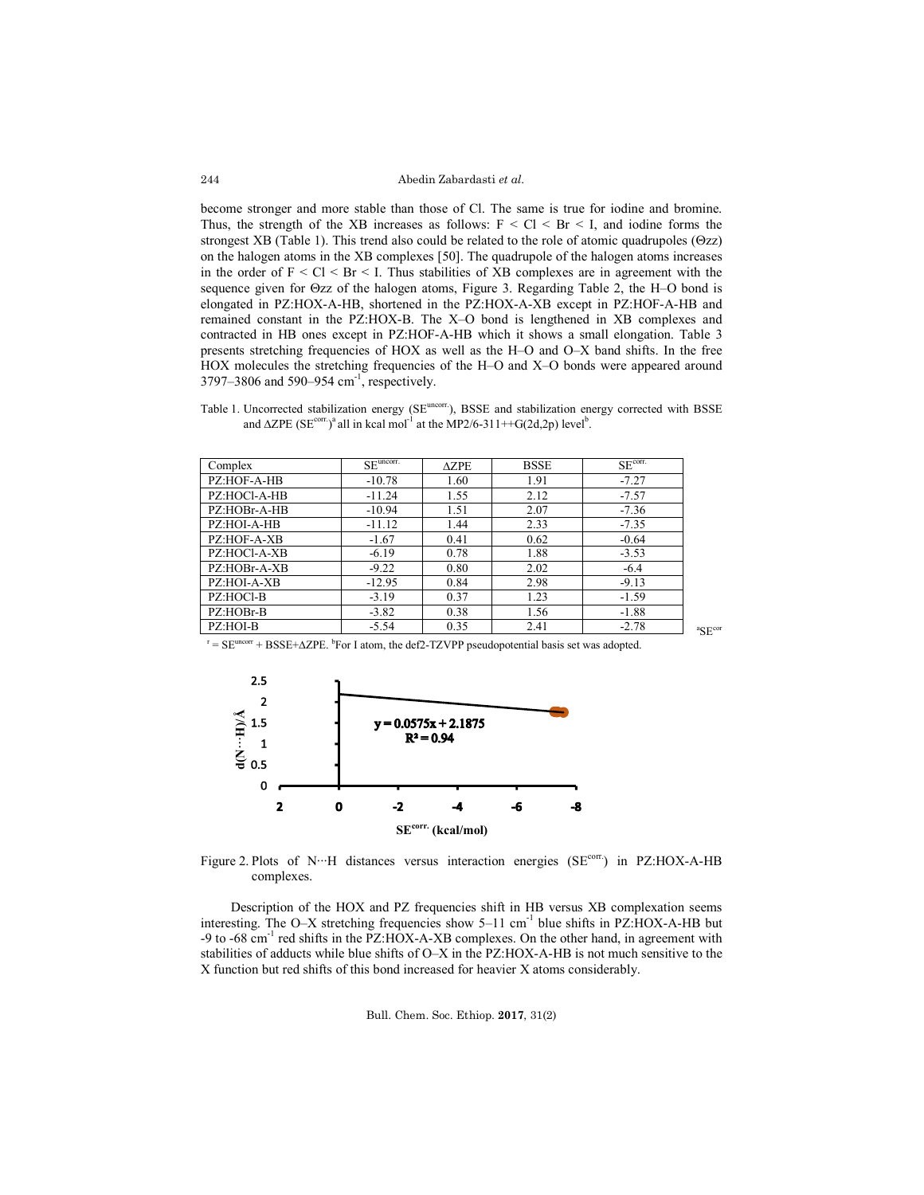become stronger and more stable than those of Cl. The same is true for iodine and bromine. Thus, the strength of the XB increases as follows: F < Cl < Br < I, and iodine forms the strongest XB (Table 1). This trend also could be related to the role of atomic quadrupoles ($\Theta zz$) on the halogen atoms in the XB complexes [50]. The quadrupole of the halogen atoms increases in the order of F < Cl < Br < I. Thus stabilities of XB complexes are in agreement with the sequence given for $\Theta zz$ of the halogen atoms, Figure 3. Regarding Table 2, the H–O bond is elongated in PZ:HOX-A-HB, shortened in the PZ:HOX-A-XB except in PZ:HOF-A-HB and remained constant in the PZ:HOX-B. The X–O bond is lengthened in XB complexes and contracted in HB ones except in PZ:HOF-A-HB which it shows a small elongation. Table 3 presents stretching frequencies of HOX as well as the H–O and O–X band shifts. In the free HOX molecules the stretching frequencies of the H–O and X–O bonds were appeared around 3797–3806 and 590–954 $cm^{-1}$, respectively.

Table 1. Uncorrected stabilization energy ($SE^{uncorr.}$), BSSE and stabilization energy corrected with BSSE and $\Delta ZPE$ ($SE^{corr.}$)[a] all in kcal mol$^{-1}$ at the MP2/6-311++G(2d,2p) level[b].

| Complex | $SE^{uncorr.}$ | $\Delta ZPE$ | BSSE | $SE^{corr.}$ |
|---|---|---|---|---|
| PZ:HOF-A-HB | -10.78 | 1.60 | 1.91 | -7.27 |
| PZ:HOCl-A-HB | -11.24 | 1.55 | 2.12 | -7.57 |
| PZ:HOBr-A-HB | -10.94 | 1.51 | 2.07 | -7.36 |
| PZ:HOI-A-HB | -11.12 | 1.44 | 2.33 | -7.35 |
| PZ:HOF-A-XB | -1.67 | 0.41 | 0.62 | -0.64 |
| PZ:HOCl-A-XB | -6.19 | 0.78 | 1.88 | -3.53 |
| PZ:HOBr-A-XB | -9.22 | 0.80 | 2.02 | -6.4 |
| PZ:HOI-A-XB | -12.95 | 0.84 | 2.98 | -9.13 |
| PZ:HOCl-B | -3.19 | 0.37 | 1.23 | -1.59 |
| PZ:HOBr-B | -3.82 | 0.38 | 1.56 | -1.88 |
| PZ:HOI-B | -5.54 | 0.35 | 2.41 | -2.78 |

[a]$SE^{corr} = SE^{uncorr} + BSSE + \Delta ZPE$. [b]For I atom, the def2-TZVPP pseudopotential basis set was adopted.

Figure 2. Plots of N···H distances versus interaction energies ($SE^{corr.}$) in PZ:HOX-A-HB complexes.

Description of the HOX and PZ frequencies shift in HB versus XB complexation seems interesting. The O–X stretching frequencies show 5–11 $cm^{-1}$ blue shifts in PZ:HOX-A-HB but -9 to -68 $cm^{-1}$ red shifts in the PZ:HOX-A-XB complexes. On the other hand, in agreement with stabilities of adducts while blue shifts of O–X in the PZ:HOX-A-HB is not much sensitive to the X function but red shifts of this bond increased for heavier X atoms considerably.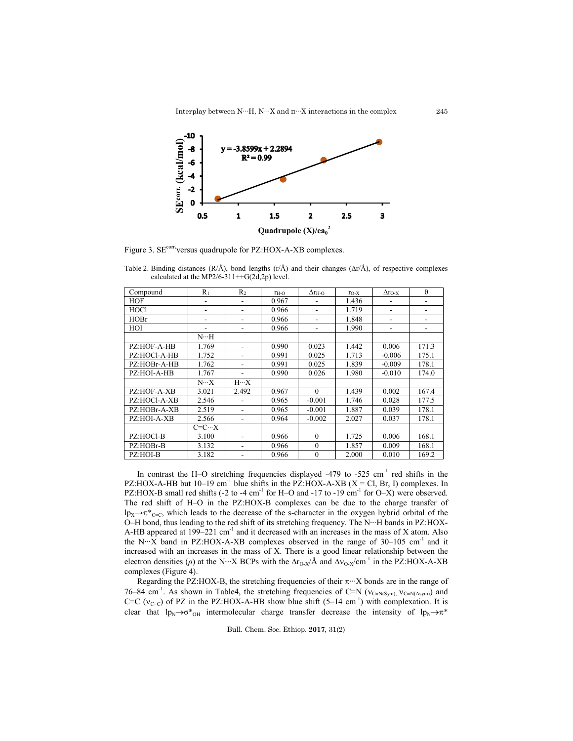Figure 3. $SE^{corr.}$ versus quadrupole for PZ:HOX-A-XB complexes.

Table 2. Binding distances (R/Å), bond lengths (r/Å) and their changes (Δr/Å), of respective complexes calculated at the MP2/6-311++G(2d,2p) level.

| Compound | $R_1$ | $R_2$ | $r_{H\text{-}O}$ | $\Delta r_{H\text{-}O}$ | $r_{O\text{-}X}$ | $\Delta r_{O\text{-}X}$ | θ |
|---|---|---|---|---|---|---|---|
| HOF | - | - | 0.967 | - | 1.436 | - | - |
| HOCl | - | - | 0.966 | - | 1.719 | - | - |
| HOBr | - | - | 0.966 | - | 1.848 | - | - |
| HOI | - | - | 0.966 | - | 1.990 | - | - |
| | N···H | | | | | | |
| PZ:HOF-A-HB | 1.769 | - | 0.990 | 0.023 | 1.442 | 0.006 | 171.3 |
| PZ:HOCl-A-HB | 1.752 | - | 0.991 | 0.025 | 1.713 | -0.006 | 175.1 |
| PZ:HOBr-A-HB | 1.762 | - | 0.991 | 0.025 | 1.839 | -0.009 | 178.1 |
| PZ:HOI-A-HB | 1.767 | - | 0.990 | 0.026 | 1.980 | -0.010 | 174.0 |
| | N···X | H···X | | | | | |
| PZ:HOF-A-XB | 3.021 | 2.492 | 0.967 | 0 | 1.439 | 0.002 | 167.4 |
| PZ:HOCl-A-XB | 2.546 | - | 0.965 | -0.001 | 1.746 | 0.028 | 177.5 |
| PZ:HOBr-A-XB | 2.519 | - | 0.965 | -0.001 | 1.887 | 0.039 | 178.1 |
| PZ:HOI-A-XB | 2.566 | - | 0.964 | -0.002 | 2.027 | 0.037 | 178.1 |
| | C=C···X | | | | | | |
| PZ:HOCl-B | 3.100 | - | 0.966 | 0 | 1.725 | 0.006 | 168.1 |
| PZ:HOBr-B | 3.132 | - | 0.966 | 0 | 1.857 | 0.009 | 168.1 |
| PZ:HOI-B | 3.182 | - | 0.966 | 0 | 2.000 | 0.010 | 169.2 |

In contrast the H–O stretching frequencies displayed -479 to -525 $cm^{-1}$ red shifts in the PZ:HOX-A-HB but 10–19 $cm^{-1}$ blue shifts in the PZ:HOX-A-XB (X = Cl, Br, I) complexes. In PZ:HOX-B small red shifts (-2 to -4 $cm^{-1}$ for H–O and -17 to -19 $cm^{-1}$ for O–X) were observed. The red shift of H–O in the PZ:HOX-B complexes can be due to the charge transfer of $lp_X \rightarrow \pi^*_{C=C}$, which leads to the decrease of the s-character in the oxygen hybrid orbital of the O–H bond, thus leading to the red shift of its stretching frequency. The N···H bands in PZ:HOX-A-HB appeared at 199–221 $cm^{-1}$ and it decreased with an increases in the mass of X atom. Also the N···X band in PZ:HOX-A-XB complexes observed in the range of 30–105 $cm^{-1}$ and it increased with an increases in the mass of X. There is a good linear relationship between the electron densities (*ρ*) at the N···X BCPs with the $\Delta r_{O\text{-}X}$/Å and $\Delta \nu_{O\text{-}X}$/$cm^{-1}$ in the PZ:HOX-A-XB complexes (Figure 4).

Regarding the PZ:HOX-B, the stretching frequencies of their π···X bonds are in the range of 76–84 $cm^{-1}$. As shown in Table4, the stretching frequencies of C=N ($\nu_{C=N(Sym)}$, $\nu_{C=N(Asym)}$) and C=C ($\nu_{C=C}$) of PZ in the PZ:HOX-A-HB show blue shift (5–14 $cm^{-1}$) with complexation. It is clear that $lp_N \rightarrow \sigma^*_{OH}$ intermolecular charge transfer decrease the intensity of $lp_N \rightarrow \pi^*$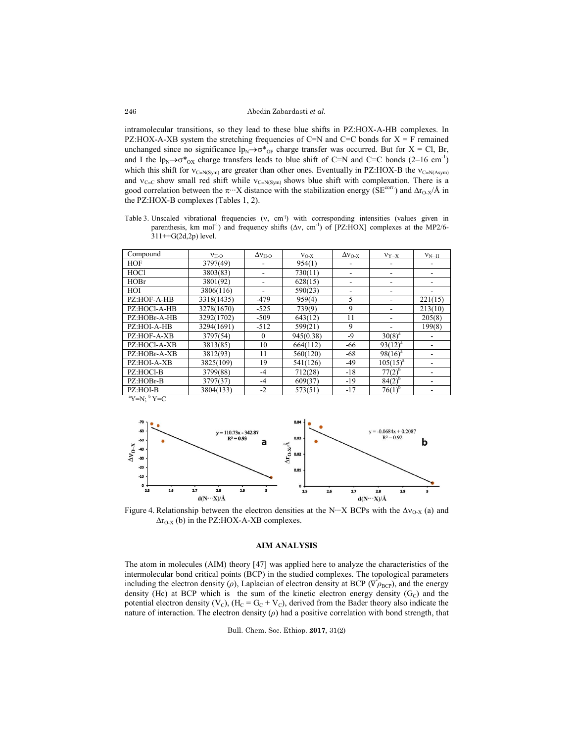intramolecular transitions, so they lead to these blue shifts in PZ:HOX-A-HB complexes. In PZ:HOX-A-XB system the stretching frequencies of C=N and C=C bonds for X = F remained unchanged since no significance $lp_N \rightarrow \sigma^*_{OF}$ charge transfer was occurred. But for X = Cl, Br, and I the $lp_N \rightarrow \sigma^*_{OX}$ charge transfers leads to blue shift of C=N and C=C bonds (2–16 $cm^{-1}$) which this shift for $\nu_{C=N(Sym)}$ are greater than other ones. Eventually in PZ:HOX-B the $\nu_{C=N(Asym)}$ and $\nu_{C=C}$ show small red shift while $\nu_{C=N(Sym)}$ shows blue shift with complexation. There is a good correlation between the $\pi \cdots X$ distance with the stabilization energy ($SE^{corr.}$) and $\Delta r_{O\text{-}X}$/Å in the PZ:HOX-B complexes (Tables 1, 2).

Table 3. Unscaled vibrational frequencies ($\nu$, $cm^{-1}$) with corresponding intensities (values given in parenthesis, km $mol^{-1}$) and frequency shifts ($\Delta\nu$, $cm^{-1}$) of [PZ:HOX] complexes at the MP2/6-311++G(2d,2p) level.

| Compound | $\nu_{H\text{-}O}$ | $\Delta\nu_{H\text{-}O}$ | $\nu_{O\text{-}X}$ | $\Delta\nu_{O\text{-}X}$ | $\nu_{Y\cdots X}$ | $\nu_{N\cdots H}$ |
|---|---|---|---|---|---|---|
| HOF | 3797(49) | - | 954(1) | - | - | - |
| HOCl | 3803(83) | - | 730(11) | - | - | - |
| HOBr | 3801(92) | - | 628(15) | - | - | - |
| HOI | 3806(116) | - | 590(23) | - | - | - |
| PZ:HOF-A-HB | 3318(1435) | -479 | 959(4) | 5 | - | 221(15) |
| PZ:HOCl-A-HB | 3278(1670) | -525 | 739(9) | 9 | - | 213(10) |
| PZ:HOBr-A-HB | 3292(1702) | -509 | 643(12) | 11 | - | 205(8) |
| PZ:HOI-A-HB | 3294(1691) | -512 | 599(21) | 9 | - | 199(8) |
| PZ:HOF-A-XB | 3797(54) | 0 | 945(0.38) | -9 | 30(8)[a] | - |
| PZ:HOCl-A-XB | 3813(85) | 10 | 664(112) | -66 | 93(12)[a] | - |
| PZ:HOBr-A-XB | 3812(93) | 11 | 560(120) | -68 | 98(16)[a] | - |
| PZ:HOI-A-XB | 3825(109) | 19 | 541(126) | -49 | 105(15)[a] | - |
| PZ:HOCl-B | 3799(88) | -4 | 712(28) | -18 | 77(2)[b] | - |
| PZ:HOBr-B | 3797(37) | -4 | 609(37) | -19 | 84(2)[b] | - |
| PZ:HOI-B | 3804(133) | -2 | 573(51) | -17 | 76(1)[b] | - |

[a]Y=N; [b]Y=C

Figure 4. Relationship between the electron densities at the N···X BCPs with the $\Delta\nu_{O\text{-}X}$ (a) and $\Delta r_{O\text{-}X}$ (b) in the PZ:HOX-A-XB complexes.

## AIM ANALYSIS

The atom in molecules (AIM) theory [47] was applied here to analyze the characteristics of the intermolecular bond critical points (BCP) in the studied complexes. The topological parameters including the electron density ($\rho$), Laplacian of electron density at BCP ($\nabla^2\rho_{BCP}$), and the energy density (Hc) at BCP which is the sum of the kinetic electron energy density ($G_C$) and the potential electron density ($V_C$), ($H_C = G_C + V_C$), derived from the Bader theory also indicate the nature of interaction. The electron density ($\rho$) had a positive correlation with bond strength, that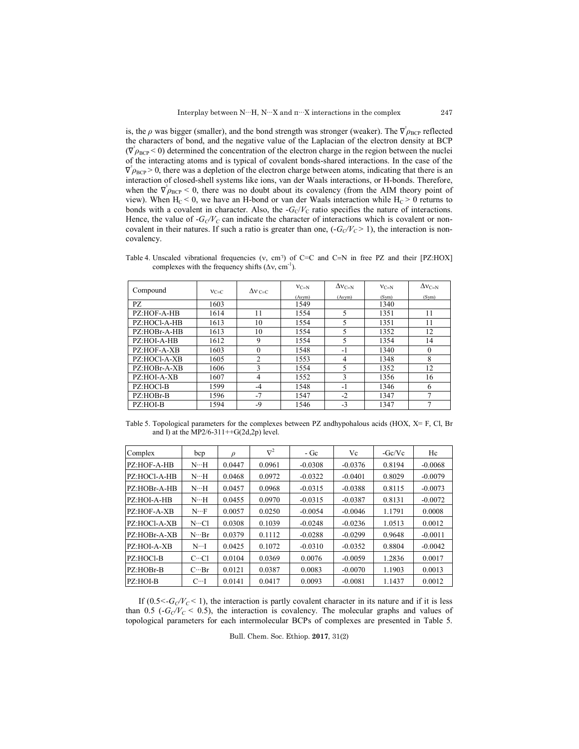is, the $\rho$ was bigger (smaller), and the bond strength was stronger (weaker). The $\nabla^2\rho_{BCP}$ reflected the characters of bond, and the negative value of the Laplacian of the electron density at BCP ($\nabla^2\rho_{BCP} < 0$) determined the concentration of the electron charge in the region between the nuclei of the interacting atoms and is typical of covalent bonds-shared interactions. In the case of the $\nabla^2\rho_{BCP} > 0$, there was a depletion of the electron charge between atoms, indicating that there is an interaction of closed-shell systems like ions, van der Waals interactions, or H-bonds. Therefore, when the $\nabla^2\rho_{BCP} < 0$, there was no doubt about its covalency (from the AIM theory point of view). When $H_C < 0$, we have an H-bond or van der Waals interaction while $H_C > 0$ returns to bonds with a covalent in character. Also, the $-G_C/V_C$ ratio specifies the nature of interactions. Hence, the value of $-G_C/V_C$ can indicate the character of interactions which is covalent or non-covalent in their natures. If such a ratio is greater than one, ($-G_C/V_C > 1$), the interaction is non-covalency.

Table 4. Unscaled vibrational frequencies (ν, cm$^{-1}$) of C=C and C=N in free PZ and their [PZ:HOX] complexes with the frequency shifts (Δν, cm$^{-1}$).

| Compound | $\nu_{C=C}$ | $\Delta\nu_{C=C}$ | $\nu_{C=N}$ (Asym) | $\Delta\nu_{C=N}$ (Asym) | $\nu_{C=N}$ (Sym) | $\Delta\nu_{C=N}$ (Sym) |
|---|---|---|---|---|---|---|
| PZ | 1603 | | 1549 | | 1340 | |
| PZ:HOF-A-HB | 1614 | 11 | 1554 | 5 | 1351 | 11 |
| PZ:HOCl-A-HB | 1613 | 10 | 1554 | 5 | 1351 | 11 |
| PZ:HOBr-A-HB | 1613 | 10 | 1554 | 5 | 1352 | 12 |
| PZ:HOI-A-HB | 1612 | 9 | 1554 | 5 | 1354 | 14 |
| PZ:HOF-A-XB | 1603 | 0 | 1548 | -1 | 1340 | 0 |
| PZ:HOCl-A-XB | 1605 | 2 | 1553 | 4 | 1348 | 8 |
| PZ:HOBr-A-XB | 1606 | 3 | 1554 | 5 | 1352 | 12 |
| PZ:HOI-A-XB | 1607 | 4 | 1552 | 3 | 1356 | 16 |
| PZ:HOCl-B | 1599 | -4 | 1548 | -1 | 1346 | 6 |
| PZ:HOBr-B | 1596 | -7 | 1547 | -2 | 1347 | 7 |
| PZ:HOI-B | 1594 | -9 | 1546 | -3 | 1347 | 7 |

Table 5. Topological parameters for the complexes between PZ andhypohalous acids (HOX, X= F, Cl, Br and I) at the MP2/6-311++G(2d,2p) level.

| Complex | bcp | $\rho$ | $\nabla^2$ | - Gc | Vc | -Gc/Vc | Hc |
|---|---|---|---|---|---|---|---|
| PZ:HOF-A-HB | N···H | 0.0447 | 0.0961 | -0.0308 | -0.0376 | 0.8194 | -0.0068 |
| PZ:HOCl-A-HB | N···H | 0.0468 | 0.0972 | -0.0322 | -0.0401 | 0.8029 | -0.0079 |
| PZ:HOBr-A-HB | N···H | 0.0457 | 0.0968 | -0.0315 | -0.0388 | 0.8115 | -0.0073 |
| PZ:HOI-A-HB | N···H | 0.0455 | 0.0970 | -0.0315 | -0.0387 | 0.8131 | -0.0072 |
| PZ:HOF-A-XB | N···F | 0.0057 | 0.0250 | -0.0054 | -0.0046 | 1.1791 | 0.0008 |
| PZ:HOCl-A-XB | N···Cl | 0.0308 | 0.1039 | -0.0248 | -0.0236 | 1.0513 | 0.0012 |
| PZ:HOBr-A-XB | N···Br | 0.0379 | 0.1112 | -0.0288 | -0.0299 | 0.9648 | -0.0011 |
| PZ:HOI-A-XB | N···I | 0.0425 | 0.1072 | -0.0310 | -0.0352 | 0.8804 | -0.0042 |
| PZ:HOCl-B | C···Cl | 0.0104 | 0.0369 | 0.0076 | -0.0059 | 1.2836 | 0.0017 |
| PZ:HOBr-B | C···Br | 0.0121 | 0.0387 | 0.0083 | -0.0070 | 1.1903 | 0.0013 |
| PZ:HOI-B | C···I | 0.0141 | 0.0417 | 0.0093 | -0.0081 | 1.1437 | 0.0012 |

If ($0.5 < -G_C/V_C < 1$), the interaction is partly covalent character in its nature and if it is less than 0.5 ($-G_C/V_C < 0.5$), the interaction is covalency. The molecular graphs and values of topological parameters for each intermolecular BCPs of complexes are presented in Table 5.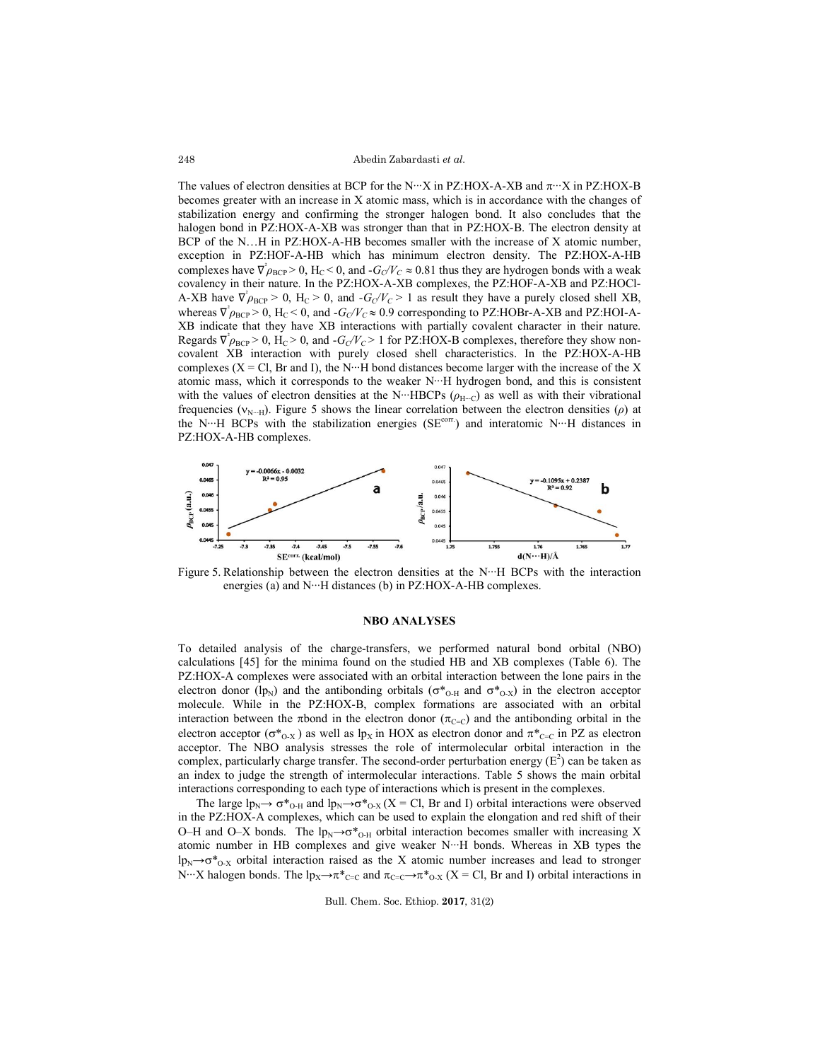The values of electron densities at BCP for the N···X in PZ:HOX-A-XB and π···X in PZ:HOX-B becomes greater with an increase in X atomic mass, which is in accordance with the changes of stabilization energy and confirming the stronger halogen bond. It also concludes that the halogen bond in PZ:HOX-A-XB was stronger than that in PZ:HOX-B. The electron density at BCP of the N…H in PZ:HOX-A-HB becomes smaller with the increase of X atomic number, exception in PZ:HOF-A-HB which has minimum electron density. The PZ:HOX-A-HB complexes have $\nabla^2\rho_{BCP} > 0$, $H_C < 0$, and $-G_C/V_C \approx 0.81$ thus they are hydrogen bonds with a weak covalency in their nature. In the PZ:HOX-A-XB complexes, the PZ:HOF-A-XB and PZ:HOCl-A-XB have $\nabla^2\rho_{BCP} > 0$, $H_C > 0$, and $-G_C/V_C > 1$ as result they have a purely closed shell XB, whereas $\nabla^2\rho_{BCP} > 0$, $H_C < 0$, and $-G_C/V_C \approx 0.9$ corresponding to PZ:HOBr-A-XB and PZ:HOI-A-XB indicate that they have XB interactions with partially covalent character in their nature. Regards $\nabla^2\rho_{BCP} > 0$, $H_C > 0$, and $-G_C/V_C > 1$ for PZ:HOX-B complexes, therefore they show non-covalent XB interaction with purely closed shell characteristics. In the PZ:HOX-A-HB complexes (X = Cl, Br and I), the N···H bond distances become larger with the increase of the X atomic mass, which it corresponds to the weaker N···H hydrogen bond, and this is consistent with the values of electron densities at the N···HBCPs ($\rho_{H\cdots C}$) as well as with their vibrational frequencies ($\nu_{N\cdots H}$). Figure 5 shows the linear correlation between the electron densities ($\rho$) at the N···H BCPs with the stabilization energies ($SE^{corr.}$) and interatomic N···H distances in PZ:HOX-A-HB complexes.

Figure 5. Relationship between the electron densities at the N···H BCPs with the interaction energies (a) and N···H distances (b) in PZ:HOX-A-HB complexes.

## NBO ANALYSES

To detailed analysis of the charge-transfers, we performed natural bond orbital (NBO) calculations [45] for the minima found on the studied HB and XB complexes (Table 6). The PZ:HOX-A complexes were associated with an orbital interaction between the lone pairs in the electron donor ($lp_N$) and the antibonding orbitals ($\sigma^*_{O\text{-}H}$ and $\sigma^*_{O\text{-}X}$) in the electron acceptor molecule. While in the PZ:HOX-B, complex formations are associated with an orbital interaction between the πbond in the electron donor ($\pi_{C=C}$) and the antibonding orbital in the electron acceptor ($\sigma^*_{O\text{-}X}$) as well as $lp_X$ in HOX as electron donor and $\pi^*_{C=C}$ in PZ as electron acceptor. The NBO analysis stresses the role of intermolecular orbital interaction in the complex, particularly charge transfer. The second-order perturbation energy ($E^2$) can be taken as an index to judge the strength of intermolecular interactions. Table 5 shows the main orbital interactions corresponding to each type of interactions which is present in the complexes.

The large $lp_N \rightarrow \sigma^*_{O\text{-}H}$ and $lp_N \rightarrow \sigma^*_{O\text{-}X}$ (X = Cl, Br and I) orbital interactions were observed in the PZ:HOX-A complexes, which can be used to explain the elongation and red shift of their O–H and O–X bonds. The $lp_N \rightarrow \sigma^*_{O\text{-}H}$ orbital interaction becomes smaller with increasing X atomic number in HB complexes and give weaker N···H bonds. Whereas in XB types the $lp_N \rightarrow \sigma^*_{O\text{-}X}$ orbital interaction raised as the X atomic number increases and lead to stronger N···X halogen bonds. The $lp_X \rightarrow \pi^*_{C=C}$ and $\pi_{C=C} \rightarrow \pi^*_{O\text{-}X}$ (X = Cl, Br and I) orbital interactions in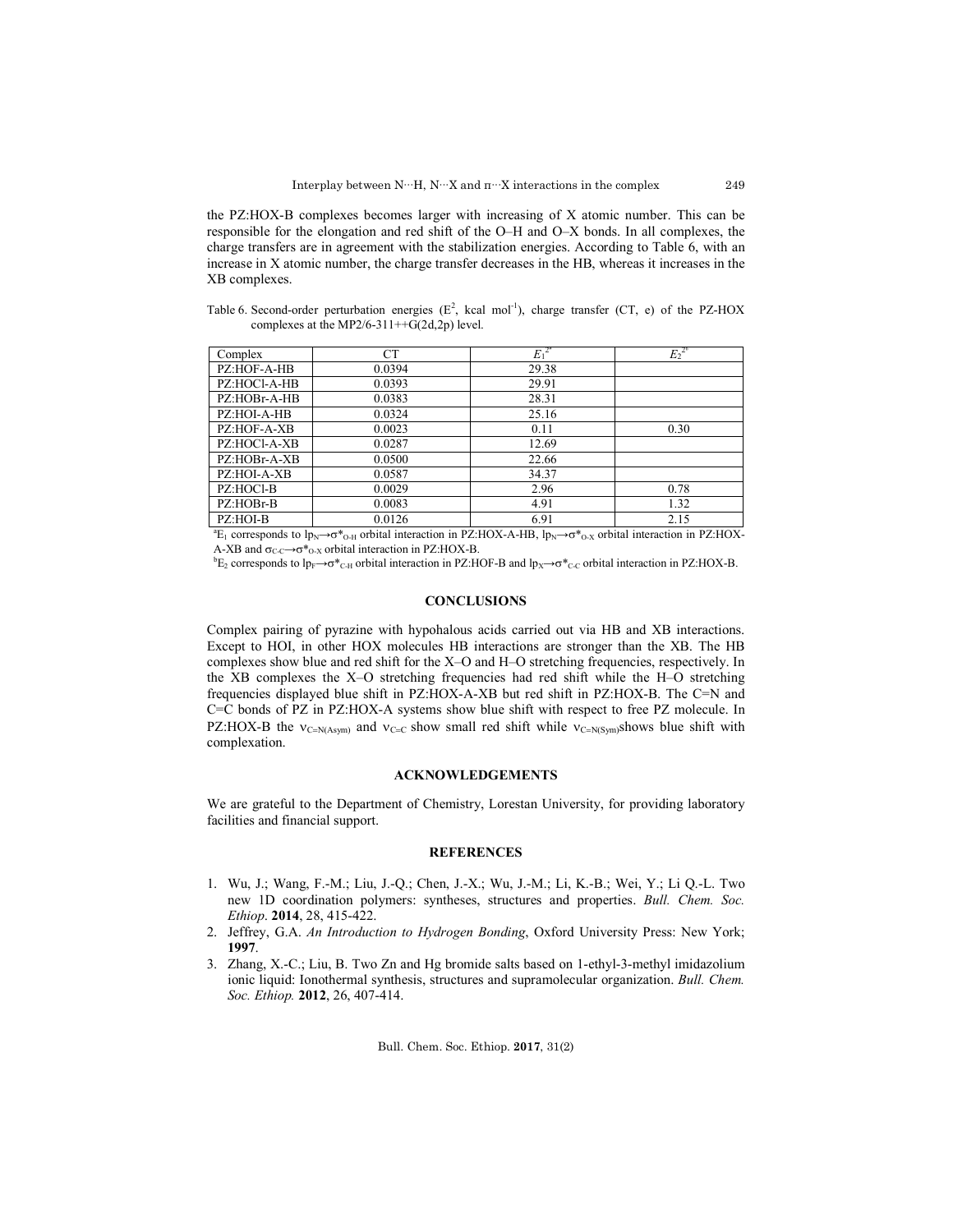the PZ:HOX-B complexes becomes larger with increasing of X atomic number. This can be responsible for the elongation and red shift of the O–H and O–X bonds. In all complexes, the charge transfers are in agreement with the stabilization energies. According to Table 6, with an increase in X atomic number, the charge transfer decreases in the HB, whereas it increases in the XB complexes.

Table 6. Second-order perturbation energies ($E^2$, kcal mol$^{-1}$), charge transfer (CT, e) of the PZ-HOX complexes at the MP2/6-311++G(2d,2p) level.

| Complex | CT | $E_1^{2a}$ | $E_2^{2b}$ |
|---|---|---|---|
| PZ:HOF-A-HB | 0.0394 | 29.38 | |
| PZ:HOCl-A-HB | 0.0393 | 29.91 | |
| PZ:HOBr-A-HB | 0.0383 | 28.31 | |
| PZ:HOI-A-HB | 0.0324 | 25.16 | |
| PZ:HOF-A-XB | 0.0023 | 0.11 | 0.30 |
| PZ:HOCl-A-XB | 0.0287 | 12.69 | |
| PZ:HOBr-A-XB | 0.0500 | 22.66 | |
| PZ:HOI-A-XB | 0.0587 | 34.37 | |
| PZ:HOCl-B | 0.0029 | 2.96 | 0.78 |
| PZ:HOBr-B | 0.0083 | 4.91 | 1.32 |
| PZ:HOI-B | 0.0126 | 6.91 | 2.15 |

[a]$E_1$ corresponds to $lp_N \rightarrow \sigma^*_{O\text{-}H}$ orbital interaction in PZ:HOX-A-HB, $lp_N \rightarrow \sigma^*_{O\text{-}X}$ orbital interaction in PZ:HOX-A-XB and $\sigma_{C\text{-}C} \rightarrow \sigma^*_{O\text{-}X}$ orbital interaction in PZ:HOX-B.

[b]$E_2$ corresponds to $lp_F \rightarrow \sigma^*_{C\text{-}H}$ orbital interaction in PZ:HOF-B and $lp_X \rightarrow \sigma^*_{C\text{-}C}$ orbital interaction in PZ:HOX-B.

## CONCLUSIONS

Complex pairing of pyrazine with hypohalous acids carried out via HB and XB interactions. Except to HOI, in other HOX molecules HB interactions are stronger than the XB. The HB complexes show blue and red shift for the X–O and H–O stretching frequencies, respectively. In the XB complexes the X–O stretching frequencies had red shift while the H–O stretching frequencies displayed blue shift in PZ:HOX-A-XB but red shift in PZ:HOX-B. The C=N and C=C bonds of PZ in PZ:HOX-A systems show blue shift with respect to free PZ molecule. In PZ:HOX-B the $\nu_{C=N(Asym)}$ and $\nu_{C=C}$ show small red shift while $\nu_{C=N(Sym)}$shows blue shift with complexation.

## ACKNOWLEDGEMENTS

We are grateful to the Department of Chemistry, Lorestan University, for providing laboratory facilities and financial support.

## REFERENCES

1. Wu, J.; Wang, F.-M.; Liu, J.-Q.; Chen, J.-X.; Wu, J.-M.; Li, K.-B.; Wei, Y.; Li Q.-L. Two new 1D coordination polymers: syntheses, structures and properties. *Bull. Chem. Soc. Ethiop*. **2014**, 28, 415-422.
2. Jeffrey, G.A. *An Introduction to Hydrogen Bonding*, Oxford University Press: New York; **1997**.
3. Zhang, X.-C.; Liu, B. Two Zn and Hg bromide salts based on 1-ethyl-3-methyl imidazolium ionic liquid: Ionothermal synthesis, structures and supramolecular organization. *Bull. Chem. Soc. Ethiop.* **2012**, 26, 407-414.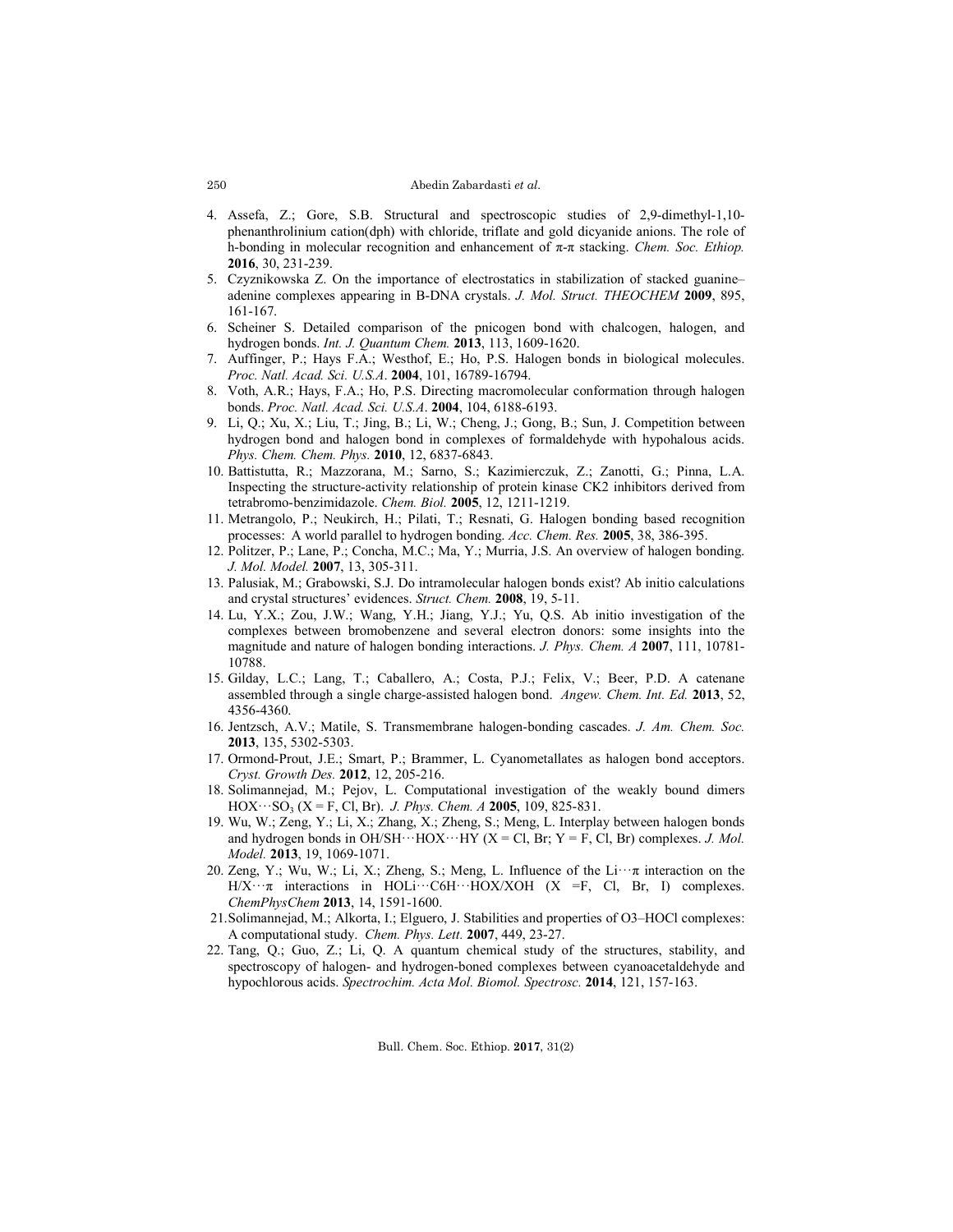4. Assefa, Z.; Gore, S.B. Structural and spectroscopic studies of 2,9-dimethyl-1,10-phenanthrolinium cation(dph) with chloride, triflate and gold dicyanide anions. The role of h-bonding in molecular recognition and enhancement of π-π stacking. *Chem. Soc. Ethiop.* **2016**, 30, 231-239.
5. Czyznikowska Z. On the importance of electrostatics in stabilization of stacked guanine–adenine complexes appearing in B-DNA crystals. *J. Mol. Struct. THEOCHEM* **2009**, 895, 161-167.
6. Scheiner S. Detailed comparison of the pnicogen bond with chalcogen, halogen, and hydrogen bonds. *Int. J. Quantum Chem.* **2013**, 113, 1609-1620.
7. Auffinger, P.; Hays F.A.; Westhof, E.; Ho, P.S. Halogen bonds in biological molecules. *Proc. Natl. Acad. Sci. U.S.A*. **2004**, 101, 16789-16794.
8. Voth, A.R.; Hays, F.A.; Ho, P.S. Directing macromolecular conformation through halogen bonds. *Proc. Natl. Acad. Sci. U.S.A*. **2004**, 104, 6188-6193.
9. Li, Q.; Xu, X.; Liu, T.; Jing, B.; Li, W.; Cheng, J.; Gong, B.; Sun, J. Competition between hydrogen bond and halogen bond in complexes of formaldehyde with hypohalous acids. *Phys. Chem. Chem. Phys.* **2010**, 12, 6837-6843.
10. Battistutta, R.; Mazzorana, M.; Sarno, S.; Kazimierczuk, Z.; Zanotti, G.; Pinna, L.A. Inspecting the structure-activity relationship of protein kinase CK2 inhibitors derived from tetrabromo-benzimidazole. *Chem. Biol.* **2005**, 12, 1211-1219.
11. Metrangolo, P.; Neukirch, H.; Pilati, T.; Resnati, G. Halogen bonding based recognition processes: A world parallel to hydrogen bonding. *Acc. Chem. Res.* **2005**, 38, 386-395.
12. Politzer, P.; Lane, P.; Concha, M.C.; Ma, Y.; Murria, J.S. An overview of halogen bonding. *J. Mol. Model.* **2007**, 13, 305-311.
13. Palusiak, M.; Grabowski, S.J. Do intramolecular halogen bonds exist? Ab initio calculations and crystal structures' evidences. *Struct. Chem.* **2008**, 19, 5-11.
14. Lu, Y.X.; Zou, J.W.; Wang, Y.H.; Jiang, Y.J.; Yu, Q.S. Ab initio investigation of the complexes between bromobenzene and several electron donors: some insights into the magnitude and nature of halogen bonding interactions. *J. Phys. Chem. A* **2007**, 111, 10781-10788.
15. Gilday, L.C.; Lang, T.; Caballero, A.; Costa, P.J.; Felix, V.; Beer, P.D. A catenane assembled through a single charge-assisted halogen bond. *Angew. Chem. Int. Ed.* **2013**, 52, 4356-4360.
16. Jentzsch, A.V.; Matile, S. Transmembrane halogen-bonding cascades. *J. Am. Chem. Soc.* **2013**, 135, 5302-5303.
17. Ormond-Prout, J.E.; Smart, P.; Brammer, L. Cyanometallates as halogen bond acceptors. *Cryst. Growth Des.* **2012**, 12, 205-216.
18. Solimannejad, M.; Pejov, L. Computational investigation of the weakly bound dimers $HOX\cdots SO_3$ (X = F, Cl, Br). *J. Phys. Chem. A* **2005**, 109, 825-831.
19. Wu, W.; Zeng, Y.; Li, X.; Zhang, X.; Zheng, S.; Meng, L. Interplay between halogen bonds and hydrogen bonds in OH/SH···HOX···HY (X = Cl, Br; Y = F, Cl, Br) complexes. *J. Mol. Model.* **2013**, 19, 1069-1071.
20. Zeng, Y.; Wu, W.; Li, X.; Zheng, S.; Meng, L. Influence of the Li···π interaction on the H/X···π interactions in HOLi···C6H···HOX/XOH (X =F, Cl, Br, I) complexes. *ChemPhysChem* **2013**, 14, 1591-1600.
21. Solimannejad, M.; Alkorta, I.; Elguero, J. Stabilities and properties of O3–HOCl complexes: A computational study. *Chem. Phys. Lett.* **2007**, 449, 23-27.
22. Tang, Q.; Guo, Z.; Li, Q. A quantum chemical study of the structures, stability, and spectroscopy of halogen- and hydrogen-boned complexes between cyanoacetaldehyde and hypochlorous acids. *Spectrochim. Acta Mol. Biomol. Spectrosc.* **2014**, 121, 157-163.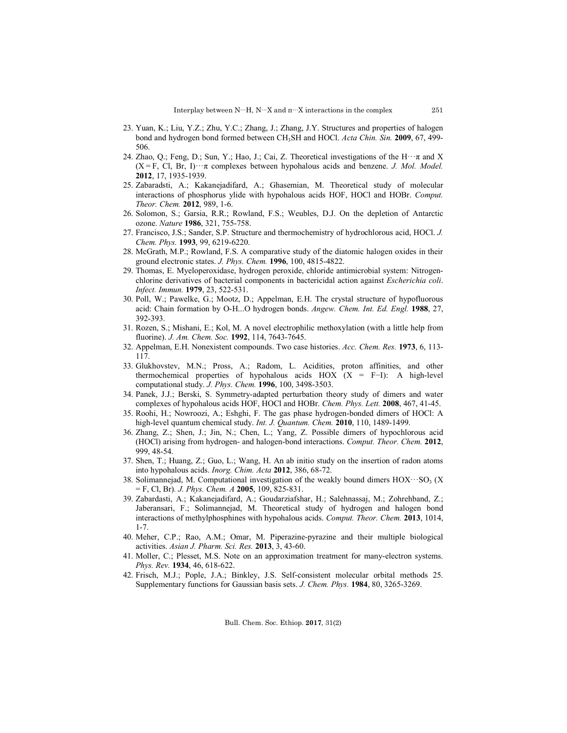23. Yuan, K.; Liu, Y.Z.; Zhu, Y.C.; Zhang, J.; Zhang, J.Y. Structures and properties of halogen bond and hydrogen bond formed between $CH_3SH$ and HOCl. *Acta Chin. Sin.* **2009**, 67, 499-506.
24. Zhao, Q.; Feng, D.; Sun, Y.; Hao, J.; Cai, Z. Theoretical investigations of the H···π and X (X = F, Cl, Br, I)···π complexes between hypohalous acids and benzene. *J. Mol. Model.* **2012**, 17, 1935-1939.
25. Zabaradsti, A.; Kakanejadifard, A.; Ghasemian, M. Theoretical study of molecular interactions of phosphorus ylide with hypohalous acids HOF, HOCl and HOBr. *Comput. Theor. Chem.* **2012**, 989, 1-6.
26. Solomon, S.; Garsia, R.R.; Rowland, F.S.; Weubles, D.J. On the depletion of Antarctic ozone. *Nature* **1986**, 321, 755-758.
27. Francisco, J.S.; Sander, S.P. Structure and thermochemistry of hydrochlorous acid, HOCl. *J. Chem. Phys.* **1993**, 99, 6219-6220.
28. McGrath, M.P.; Rowland, F.S. A comparative study of the diatomic halogen oxides in their ground electronic states. *J. Phys. Chem.* **1996**, 100, 4815-4822.
29. Thomas, E. Myeloperoxidase, hydrogen peroxide, chloride antimicrobial system: Nitrogen-chlorine derivatives of bacterial components in bactericidal action against *Escherichia coli*. *Infect. Immun.* **1979**, 23, 522-531.
30. Poll, W.; Pawelke, G.; Mootz, D.; Appelman, E.H. The crystal structure of hypofluorous acid: Chain formation by O-H...O hydrogen bonds. *Angew. Chem. Int. Ed. Engl.* **1988**, 27, 392-393.
31. Rozen, S.; Mishani, E.; Kol, M. A novel electrophilic methoxylation (with a little help from fluorine). *J. Am. Chem. Soc.* **1992**, 114, 7643-7645.
32. Appelman, E.H. Nonexistent compounds. Two case histories. *Acc. Chem. Res.* **1973**, 6, 113-117.
33. Glukhovstev, M.N.; Pross, A.; Radom, L. Acidities, proton affinities, and other thermochemical properties of hypohalous acids HOX (X = F−I): A high-level computational study. *J. Phys. Chem.* **1996**, 100, 3498-3503.
34. Panek, J.J.; Berski, S. Symmetry-adapted perturbation theory study of dimers and water complexes of hypohalous acids HOF, HOCl and HOBr. *Chem. Phys. Lett.* **2008**, 467, 41-45.
35. Roohi, H.; Nowroozi, A.; Eshghi, F. The gas phase hydrogen-bonded dimers of HOCl: A high-level quantum chemical study. *Int. J. Quantum. Chem.* **2010**, 110, 1489-1499.
36. Zhang, Z.; Shen, J.; Jin, N.; Chen, L.; Yang, Z. Possible dimers of hypochlorous acid (HOCl) arising from hydrogen- and halogen-bond interactions. *Comput. Theor. Chem.* **2012**, 999, 48-54.
37. Shen, T.; Huang, Z.; Guo, L.; Wang, H. An ab initio study on the insertion of radon atoms into hypohalous acids. *Inorg. Chim. Acta* **2012**, 386, 68-72.
38. Solimannejad, M. Computational investigation of the weakly bound dimers $HOX\cdots SO_3$ (X = F, Cl, Br). *J. Phys. Chem. A* **2005**, 109, 825-831.
39. Zabardasti, A.; Kakanejadifard, A.; Goudarziafshar, H.; Salehnassaj, M.; Zohrehband, Z.; Jaberansari, F.; Solimannejad, M. Theoretical study of hydrogen and halogen bond interactions of methylphosphines with hypohalous acids. *Comput. Theor. Chem.* **2013**, 1014, 1-7.
40. Meher, C.P.; Rao, A.M.; Omar, M. Piperazine-pyrazine and their multiple biological activities. *Asian J. Pharm. Sci. Res.* **2013**, 3, 43-60.
41. Moller, C.; Plesset, M.S. Note on an approximation treatment for many-electron systems. *Phys. Rev.* **1934**, 46, 618-622.
42. Frisch, M.J.; Pople, J.A.; Binkley, J.S. Self-consistent molecular orbital methods 25. Supplementary functions for Gaussian basis sets. *J. Chem. Phys.* **1984**, 80, 3265-3269.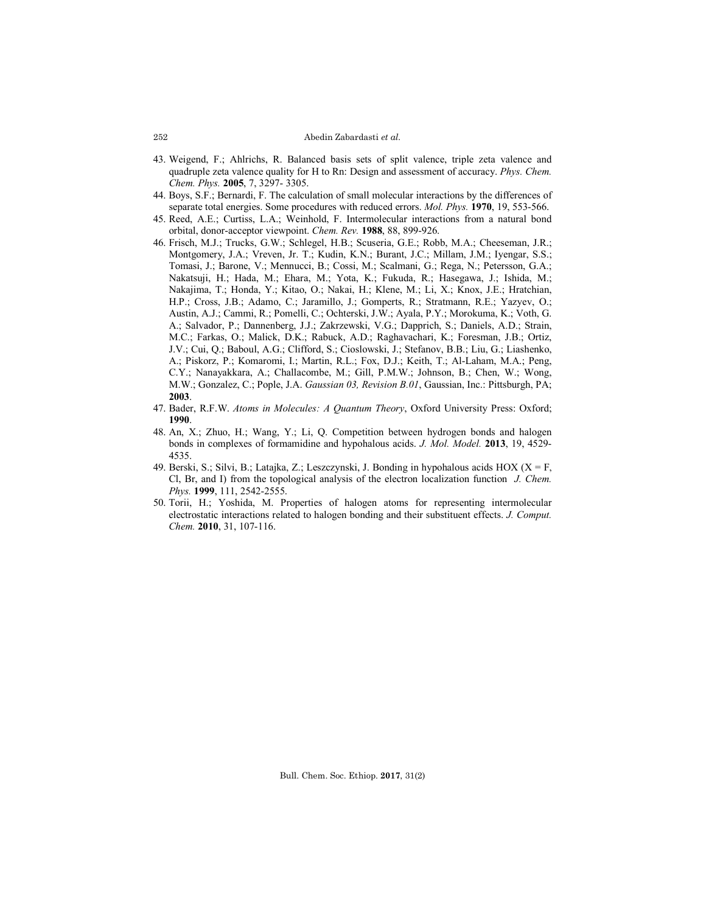43. Weigend, F.; Ahlrichs, R. Balanced basis sets of split valence, triple zeta valence and quadruple zeta valence quality for H to Rn: Design and assessment of accuracy. *Phys. Chem. Chem. Phys.* **2005**, 7, 3297- 3305.
44. Boys, S.F.; Bernardi, F. The calculation of small molecular interactions by the differences of separate total energies. Some procedures with reduced errors. *Mol. Phys.* **1970**, 19, 553-566.
45. Reed, A.E.; Curtiss, L.A.; Weinhold, F. Intermolecular interactions from a natural bond orbital, donor-acceptor viewpoint. *Chem. Rev.* **1988**, 88, 899-926.
46. Frisch, M.J.; Trucks, G.W.; Schlegel, H.B.; Scuseria, G.E.; Robb, M.A.; Cheeseman, J.R.; Montgomery, J.A.; Vreven, Jr. T.; Kudin, K.N.; Burant, J.C.; Millam, J.M.; Iyengar, S.S.; Tomasi, J.; Barone, V.; Mennucci, B.; Cossi, M.; Scalmani, G.; Rega, N.; Petersson, G.A.; Nakatsuji, H.; Hada, M.; Ehara, M.; Yota, K.; Fukuda, R.; Hasegawa, J.; Ishida, M.; Nakajima, T.; Honda, Y.; Kitao, O.; Nakai, H.; Klene, M.; Li, X.; Knox, J.E.; Hratchian, H.P.; Cross, J.B.; Adamo, C.; Jaramillo, J.; Gomperts, R.; Stratmann, R.E.; Yazyev, O.; Austin, A.J.; Cammi, R.; Pomelli, C.; Ochterski, J.W.; Ayala, P.Y.; Morokuma, K.; Voth, G. A.; Salvador, P.; Dannenberg, J.J.; Zakrzewski, V.G.; Dapprich, S.; Daniels, A.D.; Strain, M.C.; Farkas, O.; Malick, D.K.; Rabuck, A.D.; Raghavachari, K.; Foresman, J.B.; Ortiz, J.V.; Cui, Q.; Baboul, A.G.; Clifford, S.; Cioslowski, J.; Stefanov, B.B.; Liu, G.; Liashenko, A.; Piskorz, P.; Komaromi, I.; Martin, R.L.; Fox, D.J.; Keith, T.; Al-Laham, M.A.; Peng, C.Y.; Nanayakkara, A.; Challacombe, M.; Gill, P.M.W.; Johnson, B.; Chen, W.; Wong, M.W.; Gonzalez, C.; Pople, J.A. *Gaussian 03, Revision B.01*, Gaussian, Inc.: Pittsburgh, PA; **2003**.
47. Bader, R.F.W. *Atoms in Molecules: A Quantum Theory*, Oxford University Press: Oxford; **1990**.
48. An, X.; Zhuo, H.; Wang, Y.; Li, Q. Competition between hydrogen bonds and halogen bonds in complexes of formamidine and hypohalous acids. *J. Mol. Model.* **2013**, 19, 4529-4535.
49. Berski, S.; Silvi, B.; Latajka, Z.; Leszczynski, J. Bonding in hypohalous acids HOX (X = F, Cl, Br, and I) from the topological analysis of the electron localization function *J. Chem. Phys.* **1999**, 111, 2542-2555.
50. Torii, H.; Yoshida, M. Properties of halogen atoms for representing intermolecular electrostatic interactions related to halogen bonding and their substituent effects. *J. Comput. Chem.* **2010**, 31, 107-116.